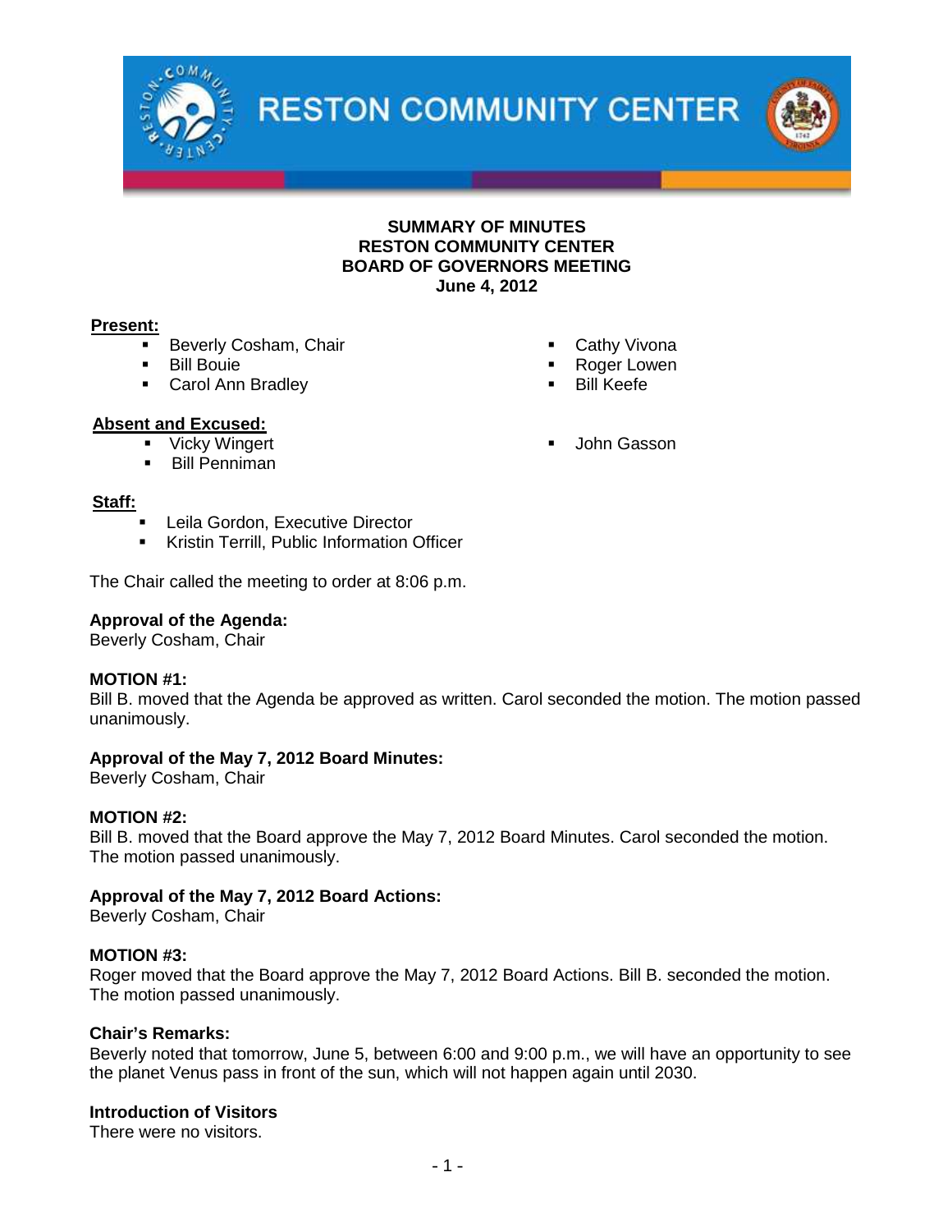# RESTON COMMUNITY CENTER

**SUMMARY OF MINUTES**
**RESTON COMMUNITY CENTER**
**BOARD OF GOVERNORS MEETING**
**June 4, 2012**

**Present:**

- Beverly Cosham, Chair
- Bill Bouie
- Carol Ann Bradley
- Cathy Vivona
- Roger Lowen
- Bill Keefe

**Absent and Excused:**

- Vicky Wingert
- Bill Penniman
- John Gasson

**Staff:**

- Leila Gordon, Executive Director
- Kristin Terrill, Public Information Officer

The Chair called the meeting to order at 8:06 p.m.

**Approval of the Agenda:**
Beverly Cosham, Chair

**MOTION #1:**
Bill B. moved that the Agenda be approved as written. Carol seconded the motion. The motion passed unanimously.

**Approval of the May 7, 2012 Board Minutes:**
Beverly Cosham, Chair

**MOTION #2:**
Bill B. moved that the Board approve the May 7, 2012 Board Minutes. Carol seconded the motion. The motion passed unanimously.

**Approval of the May 7, 2012 Board Actions:**
Beverly Cosham, Chair

**MOTION #3:**
Roger moved that the Board approve the May 7, 2012 Board Actions. Bill B. seconded the motion. The motion passed unanimously.

**Chair's Remarks:**
Beverly noted that tomorrow, June 5, between 6:00 and 9:00 p.m., we will have an opportunity to see the planet Venus pass in front of the sun, which will not happen again until 2030.

**Introduction of Visitors**
There were no visitors.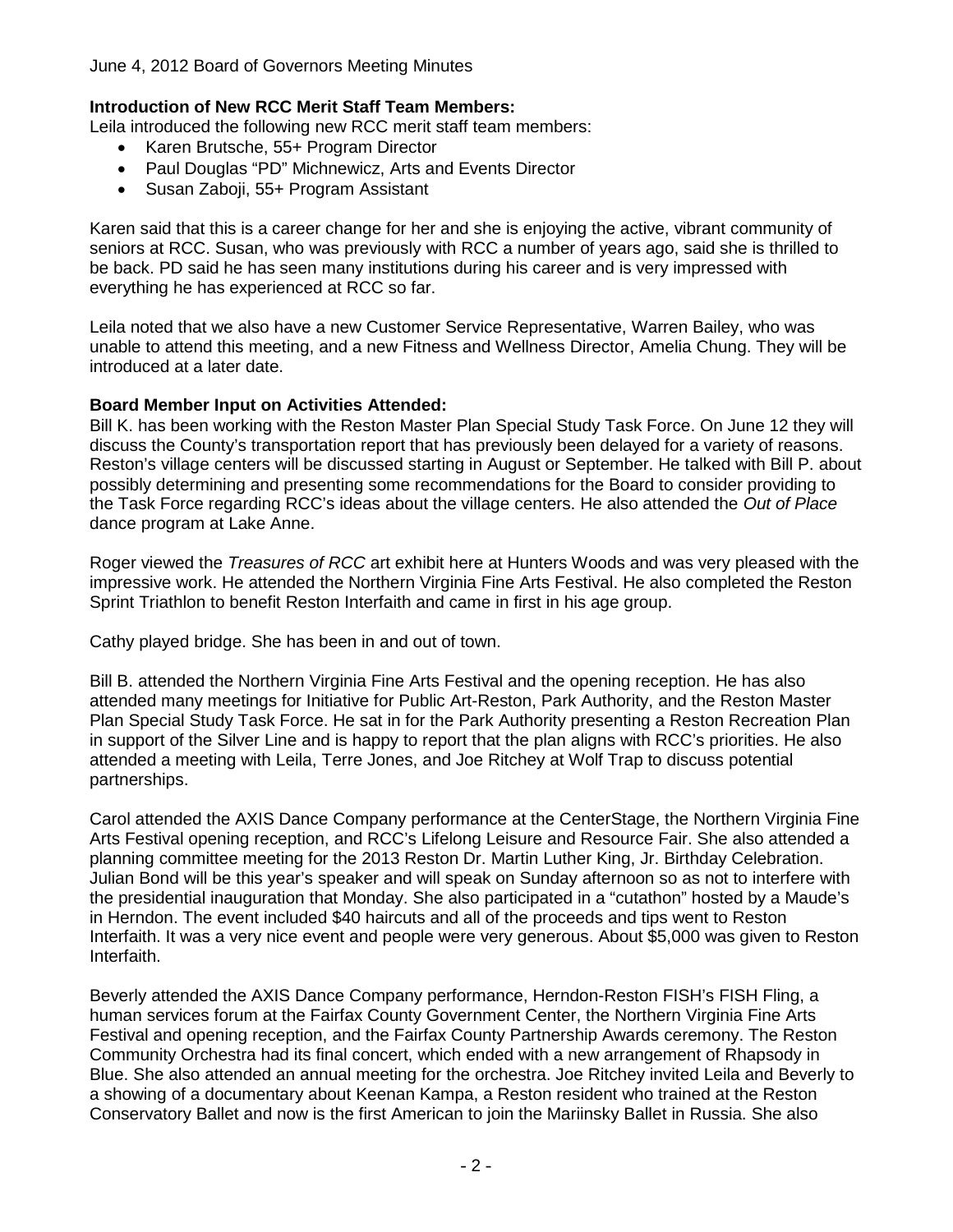**Introduction of New RCC Merit Staff Team Members:**

Leila introduced the following new RCC merit staff team members:

- Karen Brutsche, 55+ Program Director
- Paul Douglas "PD" Michnewicz, Arts and Events Director
- Susan Zaboji, 55+ Program Assistant

Karen said that this is a career change for her and she is enjoying the active, vibrant community of seniors at RCC. Susan, who was previously with RCC a number of years ago, said she is thrilled to be back. PD said he has seen many institutions during his career and is very impressed with everything he has experienced at RCC so far.

Leila noted that we also have a new Customer Service Representative, Warren Bailey, who was unable to attend this meeting, and a new Fitness and Wellness Director, Amelia Chung. They will be introduced at a later date.

**Board Member Input on Activities Attended:**

Bill K. has been working with the Reston Master Plan Special Study Task Force. On June 12 they will discuss the County's transportation report that has previously been delayed for a variety of reasons. Reston's village centers will be discussed starting in August or September. He talked with Bill P. about possibly determining and presenting some recommendations for the Board to consider providing to the Task Force regarding RCC's ideas about the village centers. He also attended the *Out of Place* dance program at Lake Anne.

Roger viewed the *Treasures of RCC* art exhibit here at Hunters Woods and was very pleased with the impressive work. He attended the Northern Virginia Fine Arts Festival. He also completed the Reston Sprint Triathlon to benefit Reston Interfaith and came in first in his age group.

Cathy played bridge. She has been in and out of town.

Bill B. attended the Northern Virginia Fine Arts Festival and the opening reception. He has also attended many meetings for Initiative for Public Art-Reston, Park Authority, and the Reston Master Plan Special Study Task Force. He sat in for the Park Authority presenting a Reston Recreation Plan in support of the Silver Line and is happy to report that the plan aligns with RCC's priorities. He also attended a meeting with Leila, Terre Jones, and Joe Ritchey at Wolf Trap to discuss potential partnerships.

Carol attended the AXIS Dance Company performance at the CenterStage, the Northern Virginia Fine Arts Festival opening reception, and RCC's Lifelong Leisure and Resource Fair. She also attended a planning committee meeting for the 2013 Reston Dr. Martin Luther King, Jr. Birthday Celebration. Julian Bond will be this year's speaker and will speak on Sunday afternoon so as not to interfere with the presidential inauguration that Monday. She also participated in a "cutathon" hosted by a Maude's in Herndon. The event included $40 haircuts and all of the proceeds and tips went to Reston Interfaith. It was a very nice event and people were very generous. About $5,000 was given to Reston Interfaith.

Beverly attended the AXIS Dance Company performance, Herndon-Reston FISH's FISH Fling, a human services forum at the Fairfax County Government Center, the Northern Virginia Fine Arts Festival and opening reception, and the Fairfax County Partnership Awards ceremony. The Reston Community Orchestra had its final concert, which ended with a new arrangement of Rhapsody in Blue. She also attended an annual meeting for the orchestra. Joe Ritchey invited Leila and Beverly to a showing of a documentary about Keenan Kampa, a Reston resident who trained at the Reston Conservatory Ballet and now is the first American to join the Mariinsky Ballet in Russia. She also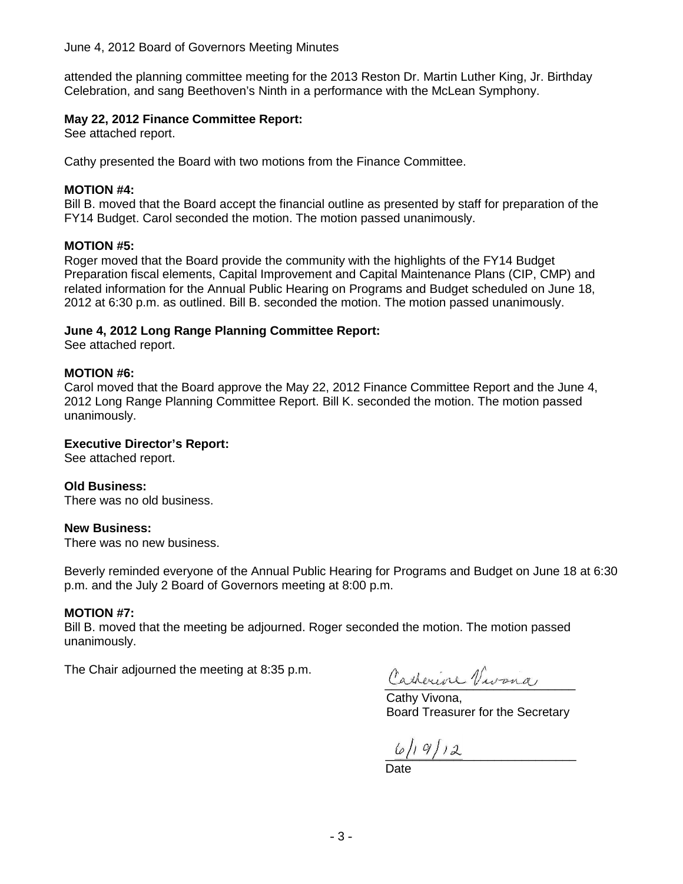attended the planning committee meeting for the 2013 Reston Dr. Martin Luther King, Jr. Birthday Celebration, and sang Beethoven's Ninth in a performance with the McLean Symphony.

**May 22, 2012 Finance Committee Report:**
See attached report.

Cathy presented the Board with two motions from the Finance Committee.

**MOTION #4:**
Bill B. moved that the Board accept the financial outline as presented by staff for preparation of the FY14 Budget. Carol seconded the motion. The motion passed unanimously.

**MOTION #5:**
Roger moved that the Board provide the community with the highlights of the FY14 Budget Preparation fiscal elements, Capital Improvement and Capital Maintenance Plans (CIP, CMP) and related information for the Annual Public Hearing on Programs and Budget scheduled on June 18, 2012 at 6:30 p.m. as outlined. Bill B. seconded the motion. The motion passed unanimously.

**June 4, 2012 Long Range Planning Committee Report:**
See attached report.

**MOTION #6:**
Carol moved that the Board approve the May 22, 2012 Finance Committee Report and the June 4, 2012 Long Range Planning Committee Report. Bill K. seconded the motion. The motion passed unanimously.

**Executive Director's Report:**
See attached report.

**Old Business:**
There was no old business.

**New Business:**
There was no new business.

Beverly reminded everyone of the Annual Public Hearing for Programs and Budget on June 18 at 6:30 p.m. and the July 2 Board of Governors meeting at 8:00 p.m.

**MOTION #7:**
Bill B. moved that the meeting be adjourned. Roger seconded the motion. The motion passed unanimously.

The Chair adjourned the meeting at 8:35 p.m.

Catherine Vivona
Cathy Vivona,
Board Treasurer for the Secretary

6/19/12
Date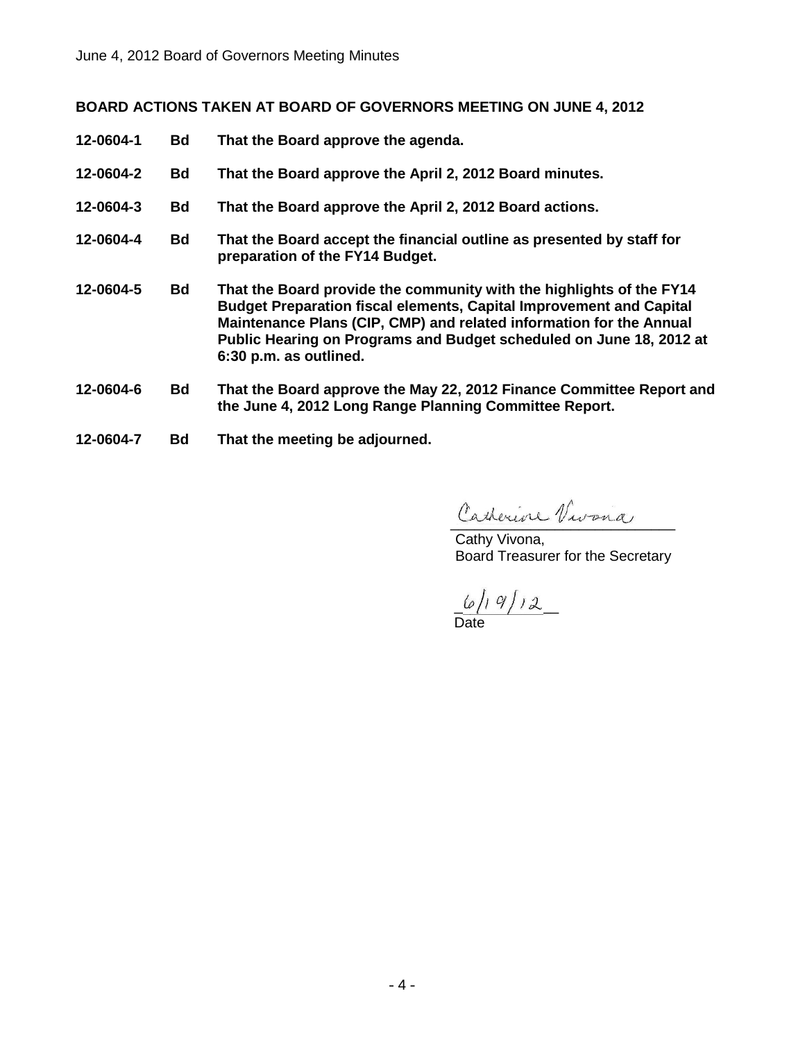**BOARD ACTIONS TAKEN AT BOARD OF GOVERNORS MEETING ON JUNE 4, 2012**

| | | |
|---|---|---|
| **12-0604-1** | **Bd** | **That the Board approve the agenda.** |
| **12-0604-2** | **Bd** | **That the Board approve the April 2, 2012 Board minutes.** |
| **12-0604-3** | **Bd** | **That the Board approve the April 2, 2012 Board actions.** |
| **12-0604-4** | **Bd** | **That the Board accept the financial outline as presented by staff for preparation of the FY14 Budget.** |
| **12-0604-5** | **Bd** | **That the Board provide the community with the highlights of the FY14 Budget Preparation fiscal elements, Capital Improvement and Capital Maintenance Plans (CIP, CMP) and related information for the Annual Public Hearing on Programs and Budget scheduled on June 18, 2012 at 6:30 p.m. as outlined.** |
| **12-0604-6** | **Bd** | **That the Board approve the May 22, 2012 Finance Committee Report and the June 4, 2012 Long Range Planning Committee Report.** |
| **12-0604-7** | **Bd** | **That the meeting be adjourned.** |

Catherine Vivona

Cathy Vivona,
Board Treasurer for the Secretary

6/19/12
Date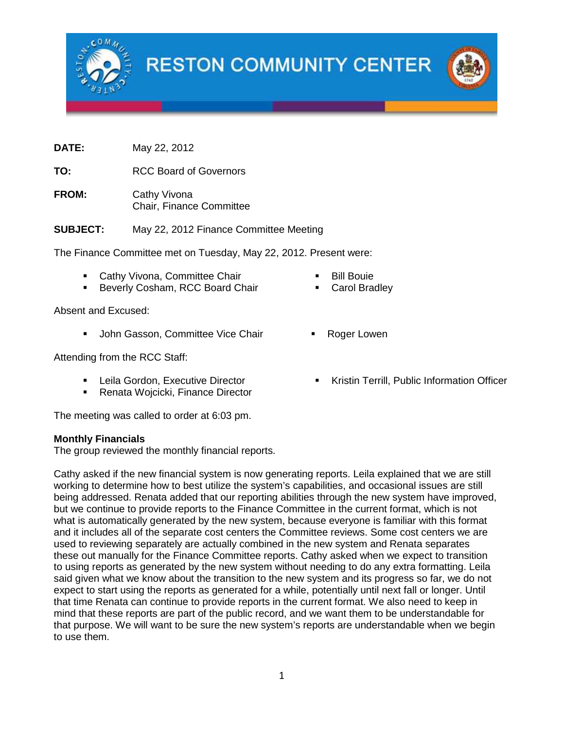# RESTON COMMUNITY CENTER

**DATE:** May 22, 2012

**TO:** RCC Board of Governors

**FROM:** Cathy Vivona
Chair, Finance Committee

**SUBJECT:** May 22, 2012 Finance Committee Meeting

The Finance Committee met on Tuesday, May 22, 2012. Present were:

- Cathy Vivona, Committee Chair
- Beverly Cosham, RCC Board Chair
- Bill Bouie
- Carol Bradley

Absent and Excused:

- John Gasson, Committee Vice Chair
- Roger Lowen

Attending from the RCC Staff:

- Leila Gordon, Executive Director
- Renata Wojcicki, Finance Director
- Kristin Terrill, Public Information Officer

The meeting was called to order at 6:03 pm.

**Monthly Financials**
The group reviewed the monthly financial reports.

Cathy asked if the new financial system is now generating reports. Leila explained that we are still working to determine how to best utilize the system's capabilities, and occasional issues are still being addressed. Renata added that our reporting abilities through the new system have improved, but we continue to provide reports to the Finance Committee in the current format, which is not what is automatically generated by the new system, because everyone is familiar with this format and it includes all of the separate cost centers the Committee reviews. Some cost centers we are used to reviewing separately are actually combined in the new system and Renata separates these out manually for the Finance Committee reports. Cathy asked when we expect to transition to using reports as generated by the new system without needing to do any extra formatting. Leila said given what we know about the transition to the new system and its progress so far, we do not expect to start using the reports as generated for a while, potentially until next fall or longer. Until that time Renata can continue to provide reports in the current format. We also need to keep in mind that these reports are part of the public record, and we want them to be understandable for that purpose. We will want to be sure the new system's reports are understandable when we begin to use them.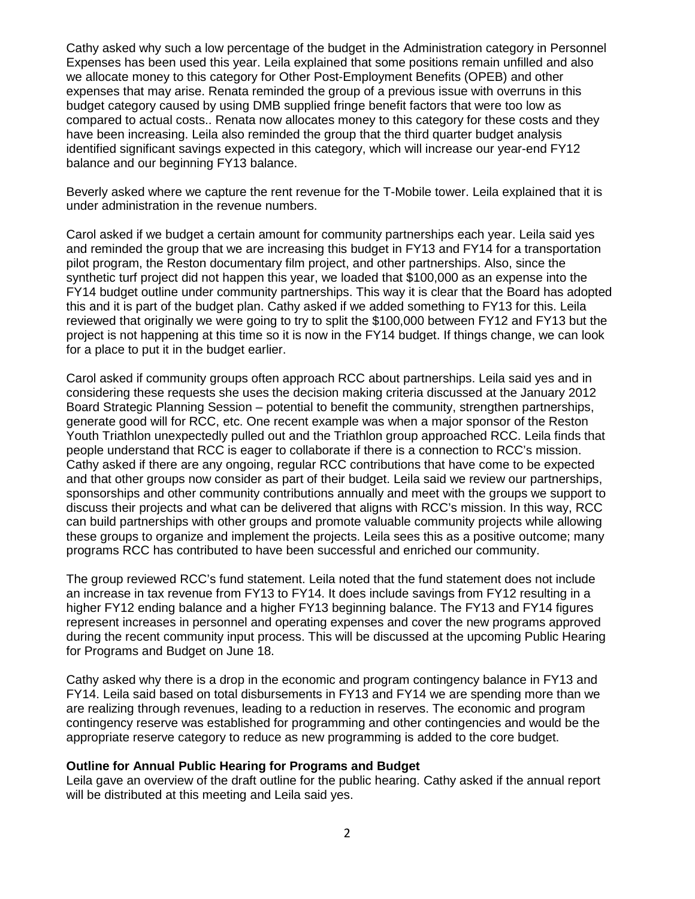Cathy asked why such a low percentage of the budget in the Administration category in Personnel Expenses has been used this year. Leila explained that some positions remain unfilled and also we allocate money to this category for Other Post-Employment Benefits (OPEB) and other expenses that may arise. Renata reminded the group of a previous issue with overruns in this budget category caused by using DMB supplied fringe benefit factors that were too low as compared to actual costs.. Renata now allocates money to this category for these costs and they have been increasing. Leila also reminded the group that the third quarter budget analysis identified significant savings expected in this category, which will increase our year-end FY12 balance and our beginning FY13 balance.

Beverly asked where we capture the rent revenue for the T-Mobile tower. Leila explained that it is under administration in the revenue numbers.

Carol asked if we budget a certain amount for community partnerships each year. Leila said yes and reminded the group that we are increasing this budget in FY13 and FY14 for a transportation pilot program, the Reston documentary film project, and other partnerships. Also, since the synthetic turf project did not happen this year, we loaded that $100,000 as an expense into the FY14 budget outline under community partnerships. This way it is clear that the Board has adopted this and it is part of the budget plan. Cathy asked if we added something to FY13 for this. Leila reviewed that originally we were going to try to split the $100,000 between FY12 and FY13 but the project is not happening at this time so it is now in the FY14 budget. If things change, we can look for a place to put it in the budget earlier.

Carol asked if community groups often approach RCC about partnerships. Leila said yes and in considering these requests she uses the decision making criteria discussed at the January 2012 Board Strategic Planning Session – potential to benefit the community, strengthen partnerships, generate good will for RCC, etc. One recent example was when a major sponsor of the Reston Youth Triathlon unexpectedly pulled out and the Triathlon group approached RCC. Leila finds that people understand that RCC is eager to collaborate if there is a connection to RCC's mission. Cathy asked if there are any ongoing, regular RCC contributions that have come to be expected and that other groups now consider as part of their budget. Leila said we review our partnerships, sponsorships and other community contributions annually and meet with the groups we support to discuss their projects and what can be delivered that aligns with RCC's mission. In this way, RCC can build partnerships with other groups and promote valuable community projects while allowing these groups to organize and implement the projects. Leila sees this as a positive outcome; many programs RCC has contributed to have been successful and enriched our community.

The group reviewed RCC's fund statement. Leila noted that the fund statement does not include an increase in tax revenue from FY13 to FY14. It does include savings from FY12 resulting in a higher FY12 ending balance and a higher FY13 beginning balance. The FY13 and FY14 figures represent increases in personnel and operating expenses and cover the new programs approved during the recent community input process. This will be discussed at the upcoming Public Hearing for Programs and Budget on June 18.

Cathy asked why there is a drop in the economic and program contingency balance in FY13 and FY14. Leila said based on total disbursements in FY13 and FY14 we are spending more than we are realizing through revenues, leading to a reduction in reserves. The economic and program contingency reserve was established for programming and other contingencies and would be the appropriate reserve category to reduce as new programming is added to the core budget.

**Outline for Annual Public Hearing for Programs and Budget**

Leila gave an overview of the draft outline for the public hearing. Cathy asked if the annual report will be distributed at this meeting and Leila said yes.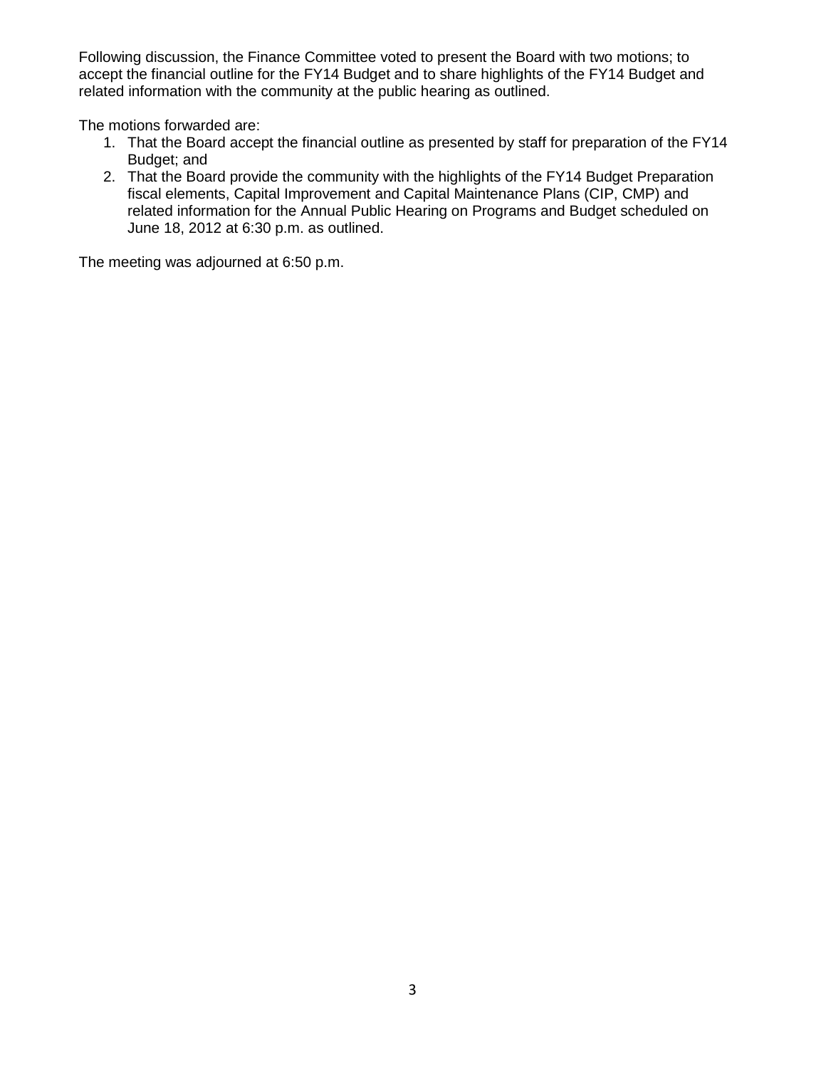Following discussion, the Finance Committee voted to present the Board with two motions; to accept the financial outline for the FY14 Budget and to share highlights of the FY14 Budget and related information with the community at the public hearing as outlined.

The motions forwarded are:

1. That the Board accept the financial outline as presented by staff for preparation of the FY14 Budget; and
2. That the Board provide the community with the highlights of the FY14 Budget Preparation fiscal elements, Capital Improvement and Capital Maintenance Plans (CIP, CMP) and related information for the Annual Public Hearing on Programs and Budget scheduled on June 18, 2012 at 6:30 p.m. as outlined.

The meeting was adjourned at 6:50 p.m.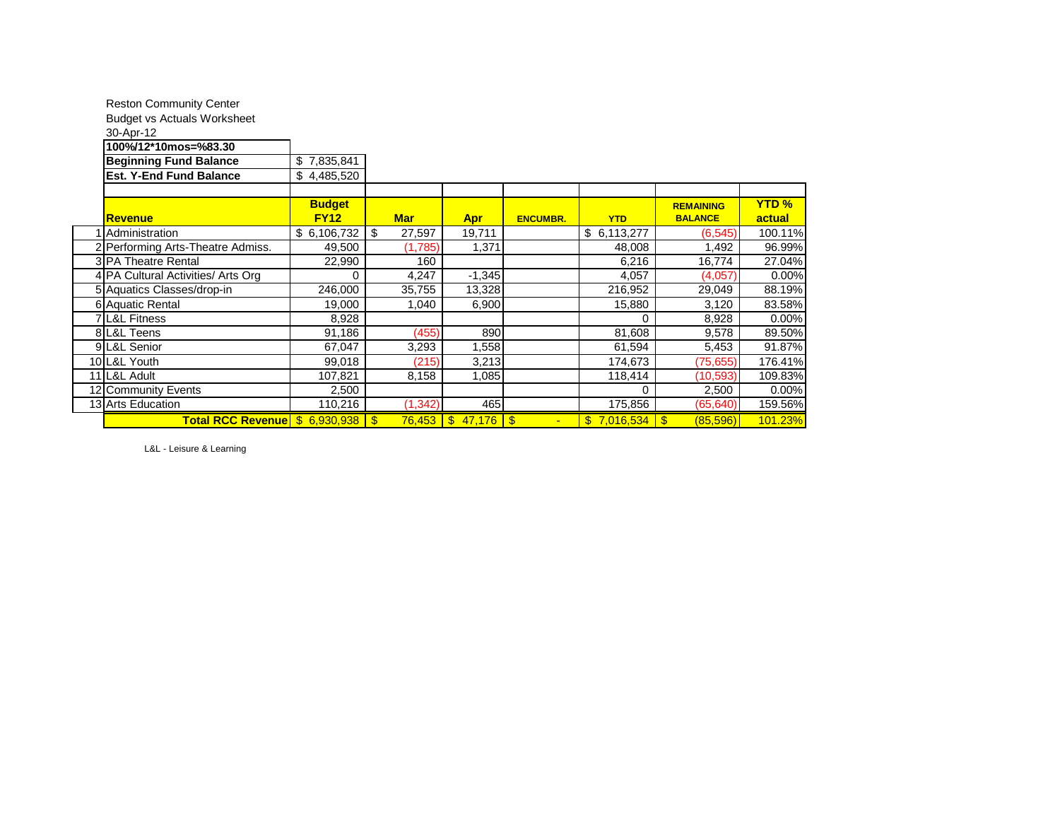Reston Community Center
Budget vs Actuals Worksheet
30-Apr-12

| **100%/12*10mos=%83.30** | |
|---|---|
| **Beginning Fund Balance** | $ 7,835,841 |
| **Est. Y-End Fund Balance** | $ 4,485,520 |

| | **Revenue** | **Budget FY12** | **Mar** | **Apr** | **ENCUMBR.** | **YTD** | **REMAINING BALANCE** | **YTD % actual** |
|---|---|---|---|---|---|---|---|---|
| 1 | Administration | $ 6,106,732 | $ 27,597 | 19,711 | | $ 6,113,277 | (6,545) | 100.11% |
| 2 | Performing Arts-Theatre Admiss. | 49,500 | (1,785) | 1,371 | | 48,008 | 1,492 | 96.99% |
| 3 | PA Theatre Rental | 22,990 | 160 | | | 6,216 | 16,774 | 27.04% |
| 4 | PA Cultural Activities/ Arts Org | 0 | 4,247 | -1,345 | | 4,057 | (4,057) | 0.00% |
| 5 | Aquatics Classes/drop-in | 246,000 | 35,755 | 13,328 | | 216,952 | 29,049 | 88.19% |
| 6 | Aquatic Rental | 19,000 | 1,040 | 6,900 | | 15,880 | 3,120 | 83.58% |
| 7 | L&L Fitness | 8,928 | | | | 0 | 8,928 | 0.00% |
| 8 | L&L Teens | 91,186 | (455) | 890 | | 81,608 | 9,578 | 89.50% |
| 9 | L&L Senior | 67,047 | 3,293 | 1,558 | | 61,594 | 5,453 | 91.87% |
| 10 | L&L Youth | 99,018 | (215) | 3,213 | | 174,673 | (75,655) | 176.41% |
| 11 | L&L Adult | 107,821 | 8,158 | 1,085 | | 118,414 | (10,593) | 109.83% |
| 12 | Community Events | 2,500 | | | | 0 | 2,500 | 0.00% |
| 13 | Arts Education | 110,216 | (1,342) | 465 | | 175,856 | (65,640) | 159.56% |
| | **Total RCC Revenue** | $ 6,930,938 | $ 76,453 | $ 47,176 | $ - | $ 7,016,534 | $ (85,596) | 101.23% |

L&L - Leisure & Learning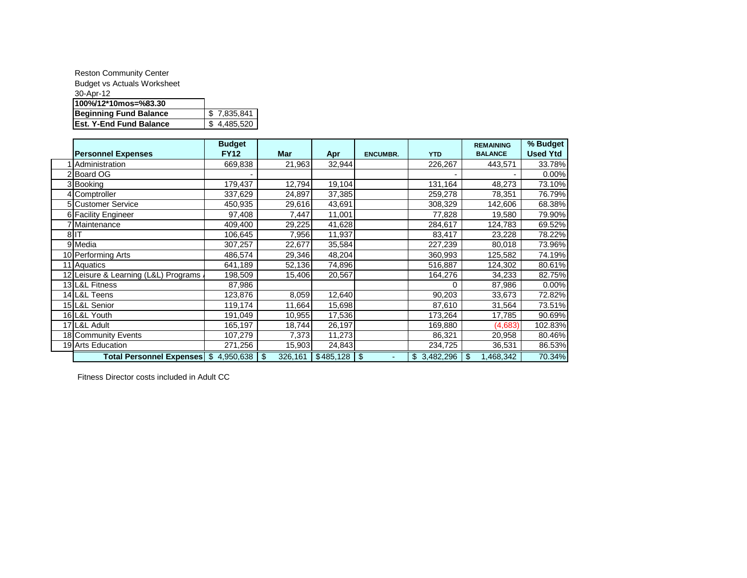Reston Community Center

Budget vs Actuals Worksheet

30-Apr-12

| **100%/12*10mos=%83.30** | |
|---|---|
| **Beginning Fund Balance** | $ 7,835,841 |
| **Est. Y-End Fund Balance** | $ 4,485,520 |

| | **Personnel Expenses** | **Budget FY12** | **Mar** | **Apr** | **ENCUMBR.** | **YTD** | **REMAINING BALANCE** | **% Budget Used Ytd** |
|---|---|---|---|---|---|---|---|---|
| 1 | Administration | 669,838 | 21,963 | 32,944 | | 226,267 | 443,571 | 33.78% |
| 2 | Board OG | - | | | | - | - | 0.00% |
| 3 | Booking | 179,437 | 12,794 | 19,104 | | 131,164 | 48,273 | 73.10% |
| 4 | Comptroller | 337,629 | 24,897 | 37,385 | | 259,278 | 78,351 | 76.79% |
| 5 | Customer Service | 450,935 | 29,616 | 43,691 | | 308,329 | 142,606 | 68.38% |
| 6 | Facility Engineer | 97,408 | 7,447 | 11,001 | | 77,828 | 19,580 | 79.90% |
| 7 | Maintenance | 409,400 | 29,225 | 41,628 | | 284,617 | 124,783 | 69.52% |
| 8 | IT | 106,645 | 7,956 | 11,937 | | 83,417 | 23,228 | 78.22% |
| 9 | Media | 307,257 | 22,677 | 35,584 | | 227,239 | 80,018 | 73.96% |
| 10 | Performing Arts | 486,574 | 29,346 | 48,204 | | 360,993 | 125,582 | 74.19% |
| 11 | Aquatics | 641,189 | 52,136 | 74,896 | | 516,887 | 124,302 | 80.61% |
| 12 | Leisure & Learning (L&L) Programs / | 198,509 | 15,406 | 20,567 | | 164,276 | 34,233 | 82.75% |
| 13 | L&L Fitness | 87,986 | | | | 0 | 87,986 | 0.00% |
| 14 | L&L Teens | 123,876 | 8,059 | 12,640 | | 90,203 | 33,673 | 72.82% |
| 15 | L&L Senior | 119,174 | 11,664 | 15,698 | | 87,610 | 31,564 | 73.51% |
| 16 | L&L Youth | 191,049 | 10,955 | 17,536 | | 173,264 | 17,785 | 90.69% |
| 17 | L&L Adult | 165,197 | 18,744 | 26,197 | | 169,880 | (4,683) | 102.83% |
| 18 | Community Events | 107,279 | 7,373 | 11,273 | | 86,321 | 20,958 | 80.46% |
| 19 | Arts Education | 271,256 | 15,903 | 24,843 | | 234,725 | 36,531 | 86.53% |
| | **Total Personnel Expenses** | $ 4,950,638 | $ 326,161 | $485,128 | $ - | $ 3,482,296 | $ 1,468,342 | 70.34% |

Fitness Director costs included in Adult CC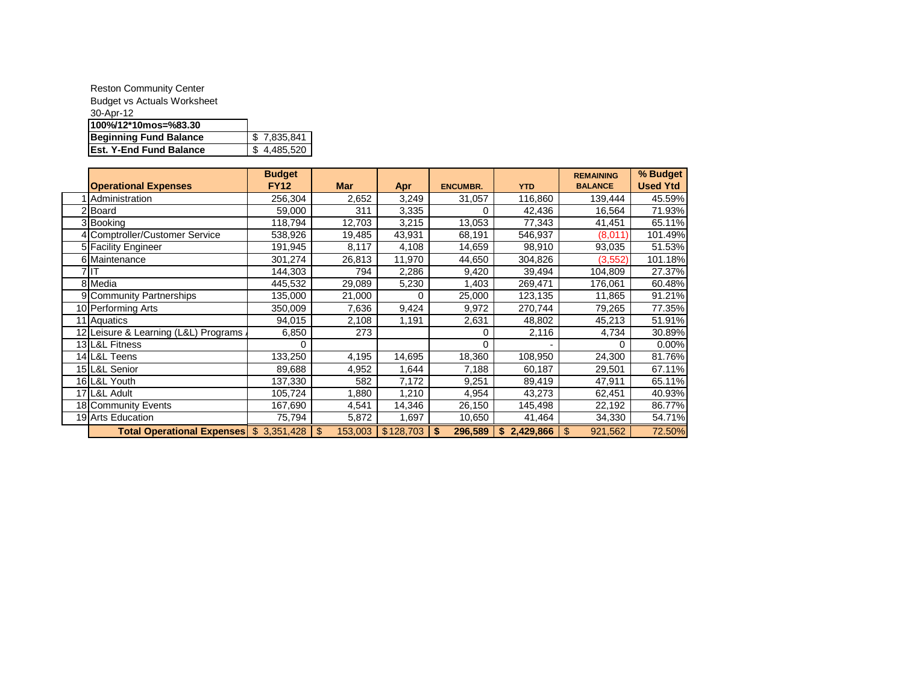Reston Community Center
Budget vs Actuals Worksheet
30-Apr-12

| **100%/12*10mos=%83.30** | |
|---|---|
| **Beginning Fund Balance** | $ 7,835,841 |
| **Est. Y-End Fund Balance** | $ 4,485,520 |

| | **Operational Expenses** | **Budget FY12** | **Mar** | **Apr** | **ENCUMBR.** | **YTD** | **REMAINING BALANCE** | **% Budget Used Ytd** |
|---|---|---|---|---|---|---|---|---|
| 1 | Administration | 256,304 | 2,652 | 3,249 | 31,057 | 116,860 | 139,444 | 45.59% |
| 2 | Board | 59,000 | 311 | 3,335 | 0 | 42,436 | 16,564 | 71.93% |
| 3 | Booking | 118,794 | 12,703 | 3,215 | 13,053 | 77,343 | 41,451 | 65.11% |
| 4 | Comptroller/Customer Service | 538,926 | 19,485 | 43,931 | 68,191 | 546,937 | (8,011) | 101.49% |
| 5 | Facility Engineer | 191,945 | 8,117 | 4,108 | 14,659 | 98,910 | 93,035 | 51.53% |
| 6 | Maintenance | 301,274 | 26,813 | 11,970 | 44,650 | 304,826 | (3,552) | 101.18% |
| 7 | IT | 144,303 | 794 | 2,286 | 9,420 | 39,494 | 104,809 | 27.37% |
| 8 | Media | 445,532 | 29,089 | 5,230 | 1,403 | 269,471 | 176,061 | 60.48% |
| 9 | Community Partnerships | 135,000 | 21,000 | 0 | 25,000 | 123,135 | 11,865 | 91.21% |
| 10 | Performing Arts | 350,009 | 7,636 | 9,424 | 9,972 | 270,744 | 79,265 | 77.35% |
| 11 | Aquatics | 94,015 | 2,108 | 1,191 | 2,631 | 48,802 | 45,213 | 51.91% |
| 12 | Leisure & Learning (L&L) Programs | 6,850 | 273 | | 0 | 2,116 | 4,734 | 30.89% |
| 13 | L&L Fitness | 0 | | | 0 | - | 0 | 0.00% |
| 14 | L&L Teens | 133,250 | 4,195 | 14,695 | 18,360 | 108,950 | 24,300 | 81.76% |
| 15 | L&L Senior | 89,688 | 4,952 | 1,644 | 7,188 | 60,187 | 29,501 | 67.11% |
| 16 | L&L Youth | 137,330 | 582 | 7,172 | 9,251 | 89,419 | 47,911 | 65.11% |
| 17 | L&L Adult | 105,724 | 1,880 | 1,210 | 4,954 | 43,273 | 62,451 | 40.93% |
| 18 | Community Events | 167,690 | 4,541 | 14,346 | 26,150 | 145,498 | 22,192 | 86.77% |
| 19 | Arts Education | 75,794 | 5,872 | 1,697 | 10,650 | 41,464 | 34,330 | 54.71% |
| | **Total Operational Expenses** | $ 3,351,428 | $ 153,003 | $128,703 | **$ 296,589** | **$ 2,429,866** | $ 921,562 | 72.50% |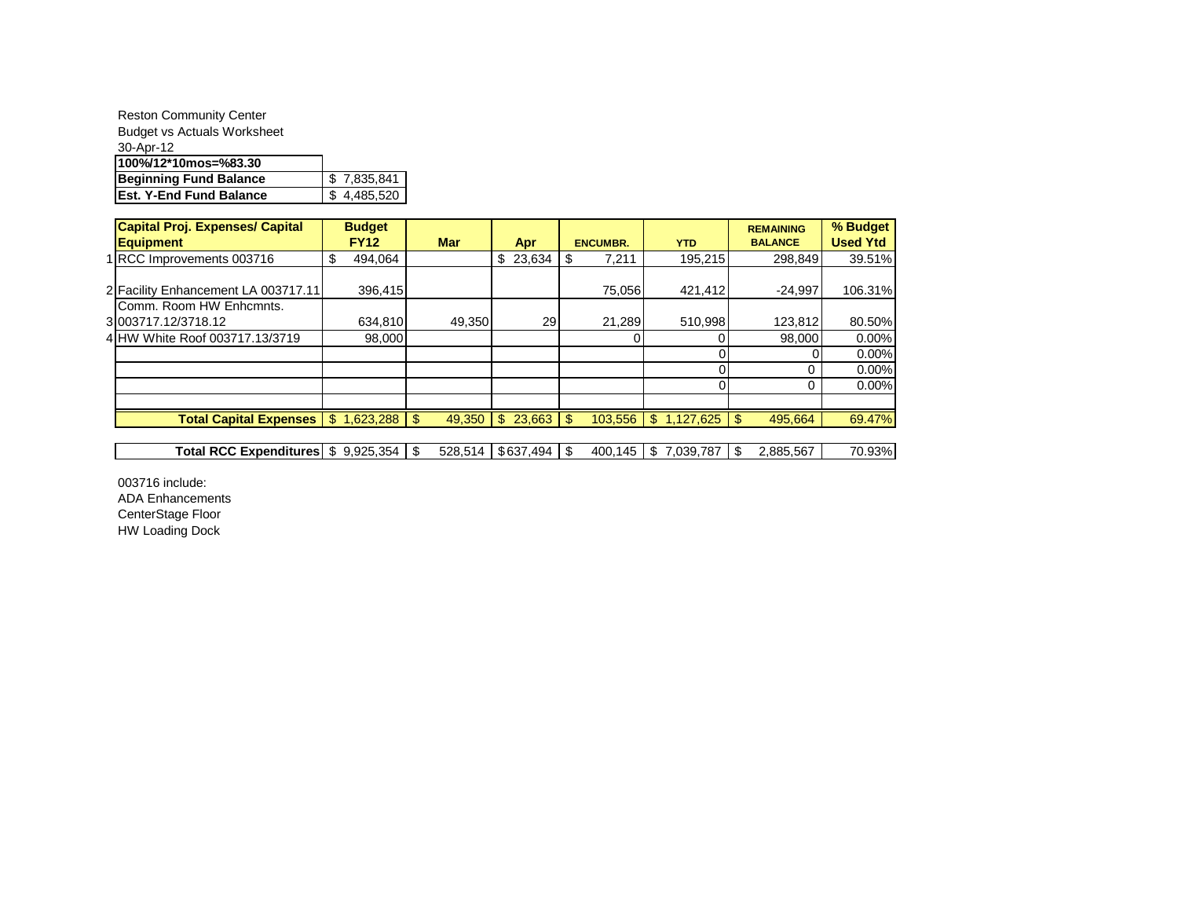Reston Community Center

Budget vs Actuals Worksheet

30-Apr-12

| 100%/12*10mos=%83.30 | |
|---|---|
| **Beginning Fund Balance** | $ 7,835,841 |
| **Est. Y-End Fund Balance** | $ 4,485,520 |

| | Capital Proj. Expenses/ Capital Equipment | Budget FY12 | Mar | Apr | ENCUMBR. | YTD | REMAINING BALANCE | % Budget Used Ytd |
|---|---|---|---|---|---|---|---|---|
| 1 | RCC Improvements 003716 | $ 494,064 | | $ 23,634 | $ 7,211 | 195,215 | 298,849 | 39.51% |
| 2 | Facility Enhancement LA 003717.11 | 396,415 | | | 75,056 | 421,412 | -24,997 | 106.31% |
| 3 | Comm. Room HW Enhcmnts. 003717.12/3718.12 | 634,810 | 49,350 | 29 | 21,289 | 510,998 | 123,812 | 80.50% |
| 4 | HW White Roof 003717.13/3719 | 98,000 | | | 0 | 0 | 98,000 | 0.00% |
| | | | | | | 0 | 0 | 0.00% |
| | | | | | | 0 | 0 | 0.00% |
| | | | | | | 0 | 0 | 0.00% |
| | | | | | | | | |
| | **Total Capital Expenses** | $ 1,623,288 | $ 49,350 | $ 23,663 | $ 103,556 | $ 1,127,625 | $ 495,664 | 69.47% |
| | | | | | | | | |
| | **Total RCC Expenditures** | $ 9,925,354 | $ 528,514 | $637,494 | $ 400,145 | $ 7,039,787 | $ 2,885,567 | 70.93% |

003716 include:

ADA Enhancements

CenterStage Floor

HW Loading Dock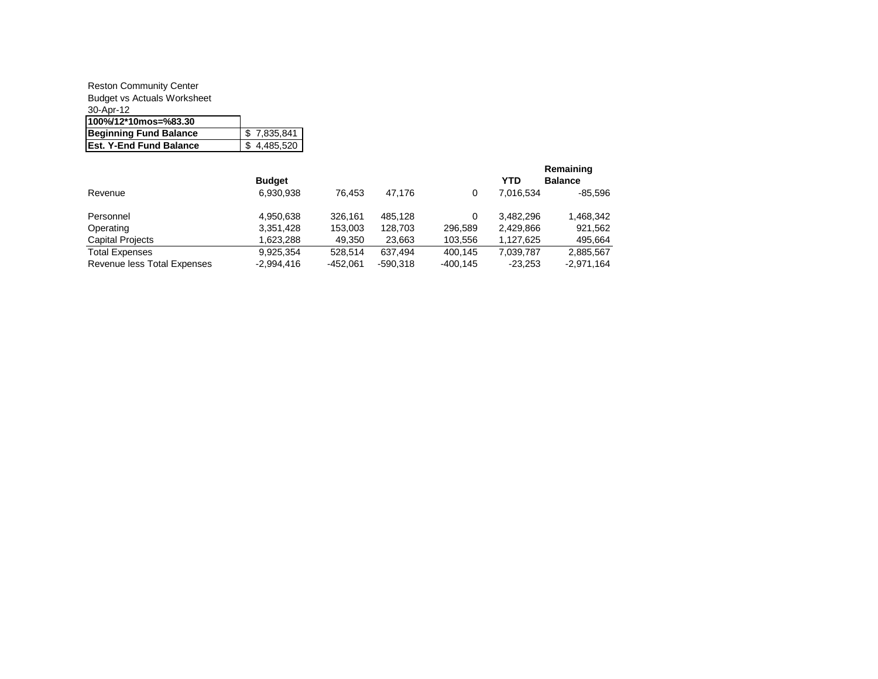Reston Community Center
Budget vs Actuals Worksheet
30-Apr-12

| 100%/12*10mos=%83.30 | |
|---|---|
| **Beginning Fund Balance** | $ 7,835,841 |
| **Est. Y-End Fund Balance** | $ 4,485,520 |

| | **Budget** | | | | **YTD** | **Remaining Balance** |
|---|---|---|---|---|---|---|
| Revenue | 6,930,938 | 76,453 | 47,176 | 0 | 7,016,534 | -85,596 |
| Personnel | 4,950,638 | 326,161 | 485,128 | 0 | 3,482,296 | 1,468,342 |
| Operating | 3,351,428 | 153,003 | 128,703 | 296,589 | 2,429,866 | 921,562 |
| Capital Projects | 1,623,288 | 49,350 | 23,663 | 103,556 | 1,127,625 | 495,664 |
| Total Expenses | 9,925,354 | 528,514 | 637,494 | 400,145 | 7,039,787 | 2,885,567 |
| Revenue less Total Expenses | -2,994,416 | -452,061 | -590,318 | -400,145 | -23,253 | -2,971,164 |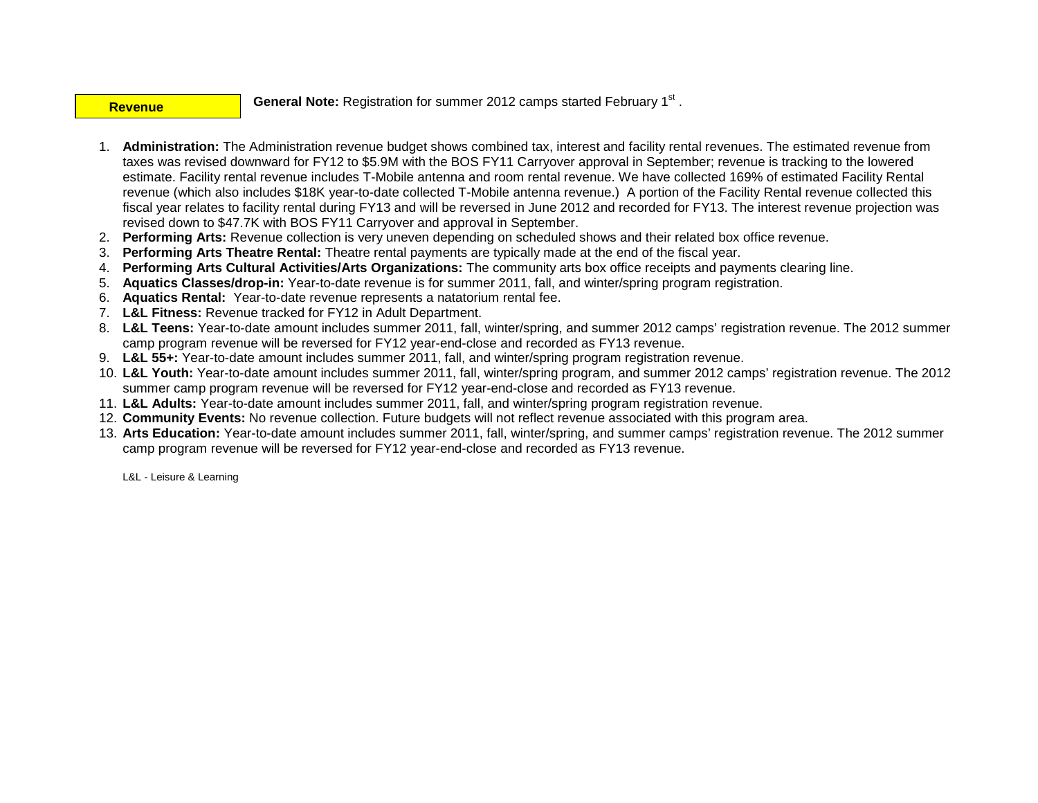**Revenue**

**General Note:** Registration for summer 2012 camps started February 1st .

1. **Administration:** The Administration revenue budget shows combined tax, interest and facility rental revenues. The estimated revenue from taxes was revised downward for FY12 to $5.9M with the BOS FY11 Carryover approval in September; revenue is tracking to the lowered estimate. Facility rental revenue includes T-Mobile antenna and room rental revenue. We have collected 169% of estimated Facility Rental revenue (which also includes $18K year-to-date collected T-Mobile antenna revenue.) A portion of the Facility Rental revenue collected this fiscal year relates to facility rental during FY13 and will be reversed in June 2012 and recorded for FY13. The interest revenue projection was revised down to $47.7K with BOS FY11 Carryover and approval in September.
2. **Performing Arts:** Revenue collection is very uneven depending on scheduled shows and their related box office revenue.
3. **Performing Arts Theatre Rental:** Theatre rental payments are typically made at the end of the fiscal year.
4. **Performing Arts Cultural Activities/Arts Organizations:** The community arts box office receipts and payments clearing line.
5. **Aquatics Classes/drop-in:** Year-to-date revenue is for summer 2011, fall, and winter/spring program registration.
6. **Aquatics Rental:** Year-to-date revenue represents a natatorium rental fee.
7. **L&L Fitness:** Revenue tracked for FY12 in Adult Department.
8. **L&L Teens:** Year-to-date amount includes summer 2011, fall, winter/spring, and summer 2012 camps' registration revenue. The 2012 summer camp program revenue will be reversed for FY12 year-end-close and recorded as FY13 revenue.
9. **L&L 55+:** Year-to-date amount includes summer 2011, fall, and winter/spring program registration revenue.
10. **L&L Youth:** Year-to-date amount includes summer 2011, fall, winter/spring program, and summer 2012 camps' registration revenue. The 2012 summer camp program revenue will be reversed for FY12 year-end-close and recorded as FY13 revenue.
11. **L&L Adults:** Year-to-date amount includes summer 2011, fall, and winter/spring program registration revenue.
12. **Community Events:** No revenue collection. Future budgets will not reflect revenue associated with this program area.
13. **Arts Education:** Year-to-date amount includes summer 2011, fall, winter/spring, and summer camps' registration revenue. The 2012 summer camp program revenue will be reversed for FY12 year-end-close and recorded as FY13 revenue.

L&L - Leisure & Learning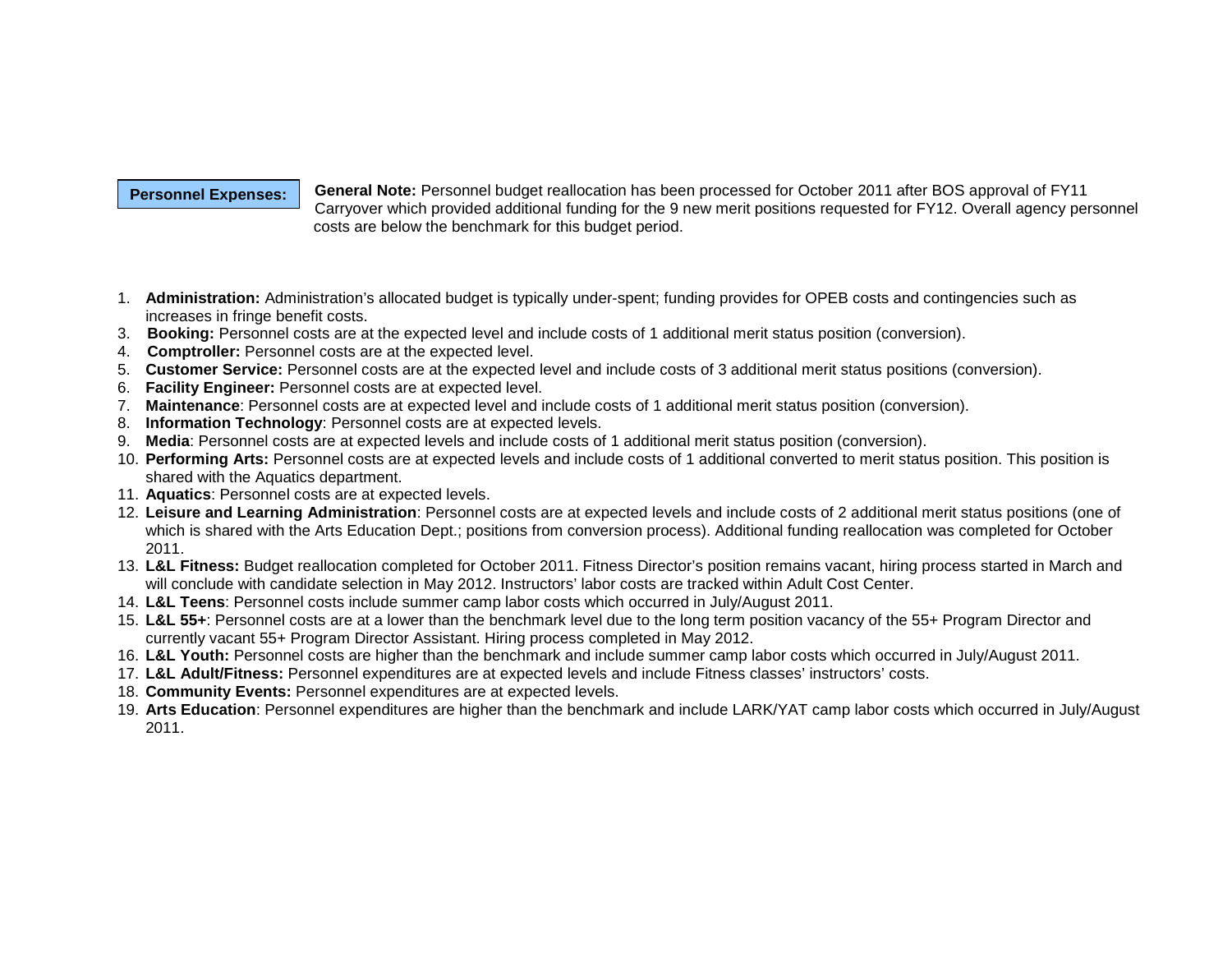**Personnel Expenses:**

**General Note:** Personnel budget reallocation has been processed for October 2011 after BOS approval of FY11 Carryover which provided additional funding for the 9 new merit positions requested for FY12. Overall agency personnel costs are below the benchmark for this budget period.

1. **Administration:** Administration's allocated budget is typically under-spent; funding provides for OPEB costs and contingencies such as increases in fringe benefit costs.
3. **Booking:** Personnel costs are at the expected level and include costs of 1 additional merit status position (conversion).
4. **Comptroller:** Personnel costs are at the expected level.
5. **Customer Service:** Personnel costs are at the expected level and include costs of 3 additional merit status positions (conversion).
6. **Facility Engineer:** Personnel costs are at expected level.
7. **Maintenance**: Personnel costs are at expected level and include costs of 1 additional merit status position (conversion).
8. **Information Technology**: Personnel costs are at expected levels.
9. **Media**: Personnel costs are at expected levels and include costs of 1 additional merit status position (conversion).
10. **Performing Arts:** Personnel costs are at expected levels and include costs of 1 additional converted to merit status position. This position is shared with the Aquatics department.
11. **Aquatics**: Personnel costs are at expected levels.
12. **Leisure and Learning Administration**: Personnel costs are at expected levels and include costs of 2 additional merit status positions (one of which is shared with the Arts Education Dept.; positions from conversion process). Additional funding reallocation was completed for October 2011.
13. **L&L Fitness:** Budget reallocation completed for October 2011. Fitness Director's position remains vacant, hiring process started in March and will conclude with candidate selection in May 2012. Instructors' labor costs are tracked within Adult Cost Center.
14. **L&L Teens**: Personnel costs include summer camp labor costs which occurred in July/August 2011.
15. **L&L 55+**: Personnel costs are at a lower than the benchmark level due to the long term position vacancy of the 55+ Program Director and currently vacant 55+ Program Director Assistant. Hiring process completed in May 2012.
16. **L&L Youth:** Personnel costs are higher than the benchmark and include summer camp labor costs which occurred in July/August 2011.
17. **L&L Adult/Fitness:** Personnel expenditures are at expected levels and include Fitness classes' instructors' costs.
18. **Community Events:** Personnel expenditures are at expected levels.
19. **Arts Education**: Personnel expenditures are higher than the benchmark and include LARK/YAT camp labor costs which occurred in July/August 2011.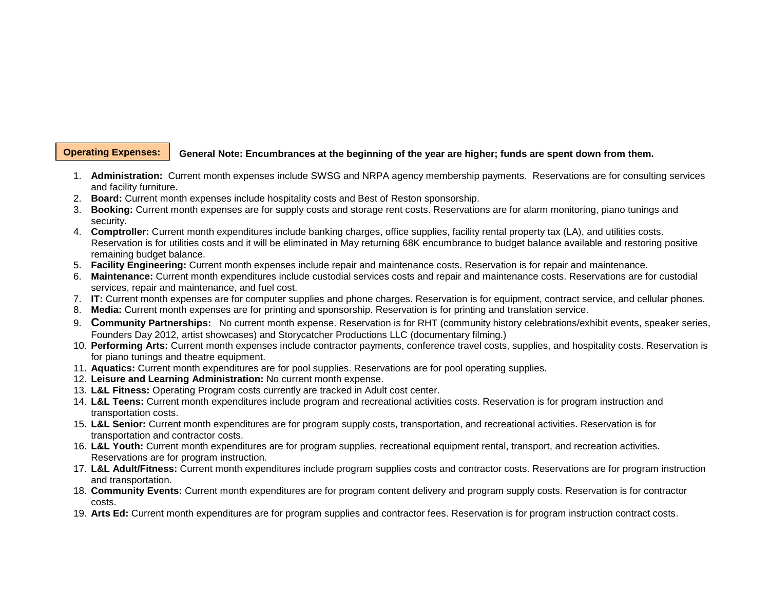**Operating Expenses:** **General Note: Encumbrances at the beginning of the year are higher; funds are spent down from them.**

1. **Administration:** Current month expenses include SWSG and NRPA agency membership payments. Reservations are for consulting services and facility furniture.
2. **Board:** Current month expenses include hospitality costs and Best of Reston sponsorship.
3. **Booking:** Current month expenses are for supply costs and storage rent costs. Reservations are for alarm monitoring, piano tunings and security.
4. **Comptroller:** Current month expenditures include banking charges, office supplies, facility rental property tax (LA), and utilities costs. Reservation is for utilities costs and it will be eliminated in May returning 68K encumbrance to budget balance available and restoring positive remaining budget balance.
5. **Facility Engineering:** Current month expenses include repair and maintenance costs. Reservation is for repair and maintenance.
6. **Maintenance:** Current month expenditures include custodial services costs and repair and maintenance costs. Reservations are for custodial services, repair and maintenance, and fuel cost.
7. **IT:** Current month expenses are for computer supplies and phone charges. Reservation is for equipment, contract service, and cellular phones.
8. **Media:** Current month expenses are for printing and sponsorship. Reservation is for printing and translation service.
9. **Community Partnerships:** No current month expense. Reservation is for RHT (community history celebrations/exhibit events, speaker series, Founders Day 2012, artist showcases) and Storycatcher Productions LLC (documentary filming.)
10. **Performing Arts:** Current month expenses include contractor payments, conference travel costs, supplies, and hospitality costs. Reservation is for piano tunings and theatre equipment.
11. **Aquatics:** Current month expenditures are for pool supplies. Reservations are for pool operating supplies.
12. **Leisure and Learning Administration:** No current month expense.
13. **L&L Fitness:** Operating Program costs currently are tracked in Adult cost center.
14. **L&L Teens:** Current month expenditures include program and recreational activities costs. Reservation is for program instruction and transportation costs.
15. **L&L Senior:** Current month expenditures are for program supply costs, transportation, and recreational activities. Reservation is for transportation and contractor costs.
16. **L&L Youth:** Current month expenditures are for program supplies, recreational equipment rental, transport, and recreation activities. Reservations are for program instruction.
17. **L&L Adult/Fitness:** Current month expenditures include program supplies costs and contractor costs. Reservations are for program instruction and transportation.
18. **Community Events:** Current month expenditures are for program content delivery and program supply costs. Reservation is for contractor costs.
19. **Arts Ed:** Current month expenditures are for program supplies and contractor fees. Reservation is for program instruction contract costs.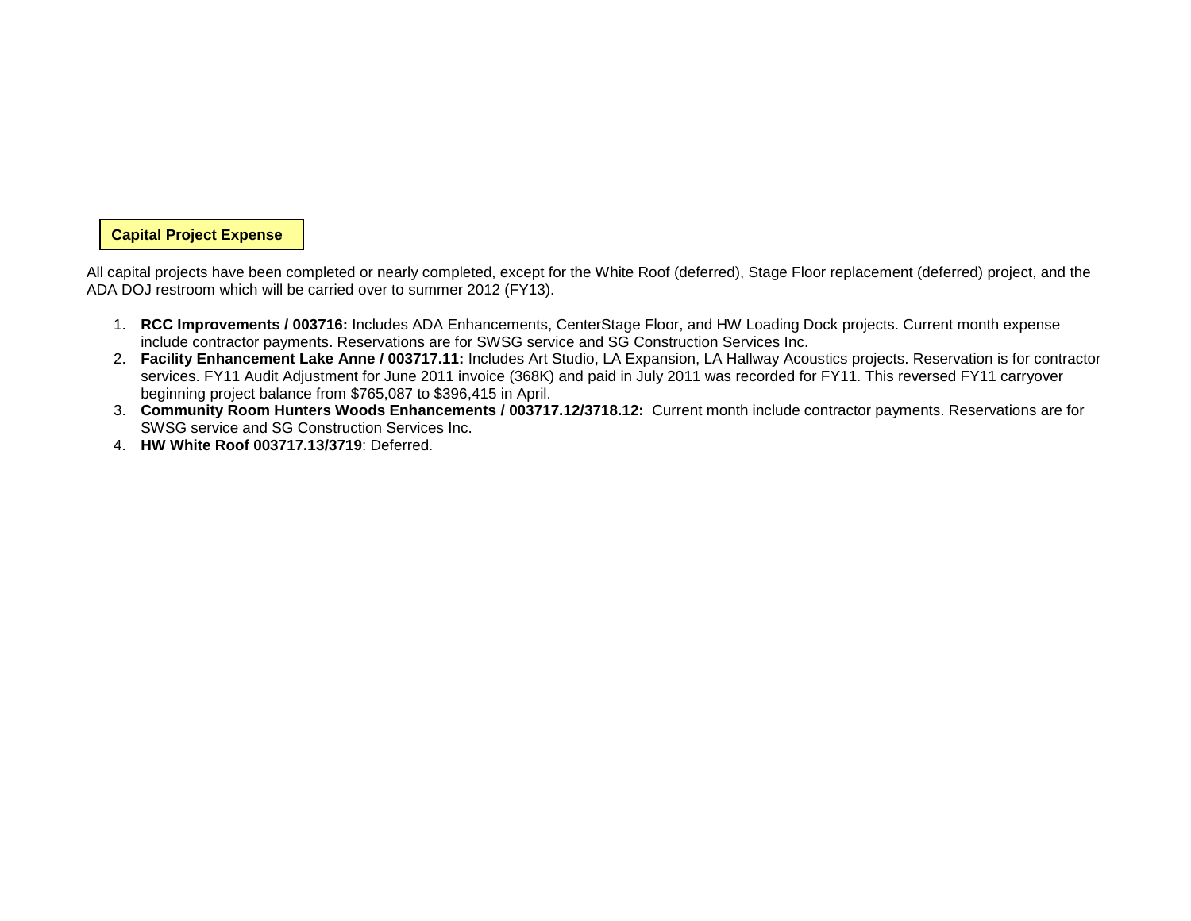**Capital Project Expense**

All capital projects have been completed or nearly completed, except for the White Roof (deferred), Stage Floor replacement (deferred) project, and the ADA DOJ restroom which will be carried over to summer 2012 (FY13).

1. **RCC Improvements / 003716:** Includes ADA Enhancements, CenterStage Floor, and HW Loading Dock projects. Current month expense include contractor payments. Reservations are for SWSG service and SG Construction Services Inc.
2. **Facility Enhancement Lake Anne / 003717.11:** Includes Art Studio, LA Expansion, LA Hallway Acoustics projects. Reservation is for contractor services. FY11 Audit Adjustment for June 2011 invoice (368K) and paid in July 2011 was recorded for FY11. This reversed FY11 carryover beginning project balance from $765,087 to $396,415 in April.
3. **Community Room Hunters Woods Enhancements / 003717.12/3718.12:** Current month include contractor payments. Reservations are for SWSG service and SG Construction Services Inc.
4. **HW White Roof 003717.13/3719**: Deferred.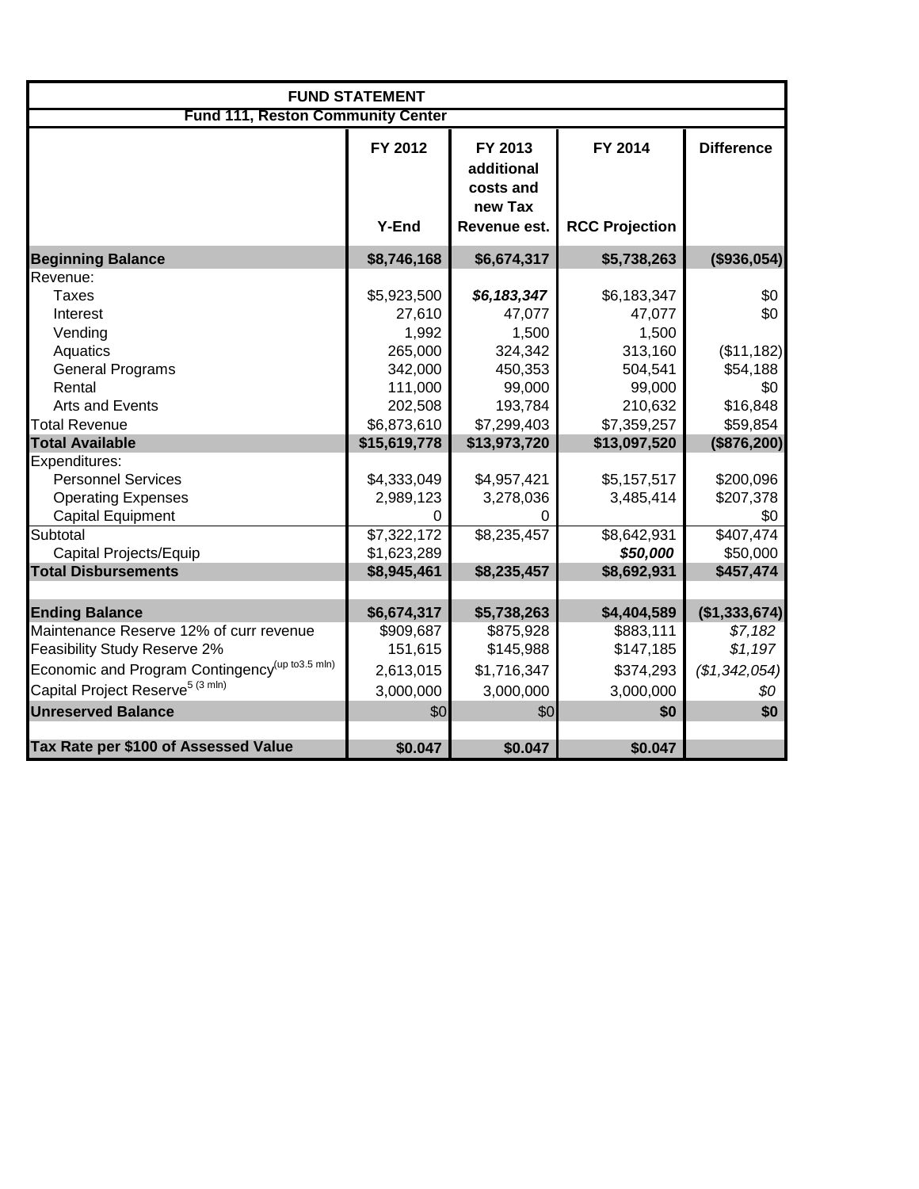| **FUND STATEMENT** | | | | |
|---|---|---|---|---|
| **Fund 111, Reston Community Center** | | | | |
| | **FY 2012** | **FY 2013 additional costs and new Tax** | **FY 2014** | **Difference** |
| | **Y-End** | **Revenue est.** | **RCC Projection** | |
| **Beginning Balance** | **$8,746,168** | **$6,674,317** | **$5,738,263** | **($936,054)** |
| Revenue: | | | | |
| Taxes | $5,923,500 | ***$6,183,347*** | $6,183,347 | $0 |
| Interest | 27,610 | 47,077 | 47,077 | $0 |
| Vending | 1,992 | 1,500 | 1,500 | |
| Aquatics | 265,000 | 324,342 | 313,160 | ($11,182) |
| General Programs | 342,000 | 450,353 | 504,541 | $54,188 |
| Rental | 111,000 | 99,000 | 99,000 | $0 |
| Arts and Events | 202,508 | 193,784 | 210,632 | $16,848 |
| Total Revenue | $6,873,610 | $7,299,403 | $7,359,257 | $59,854 |
| **Total Available** | **$15,619,778** | **$13,973,720** | **$13,097,520** | **($876,200)** |
| Expenditures: | | | | |
| Personnel Services | $4,333,049 | $4,957,421 | $5,157,517 | $200,096 |
| Operating Expenses | 2,989,123 | 3,278,036 | 3,485,414 | $207,378 |
| Capital Equipment | 0 | 0 | | $0 |
| Subtotal | $7,322,172 | $8,235,457 | $8,642,931 | $407,474 |
| Capital Projects/Equip | $1,623,289 | | ***$50,000*** | $50,000 |
| **Total Disbursements** | **$8,945,461** | **$8,235,457** | **$8,692,931** | **$457,474** |
| | | | | |
| **Ending Balance** | **$6,674,317** | **$5,738,263** | **$4,404,589** | **($1,333,674)** |
| Maintenance Reserve 12% of curr revenue | $909,687 | $875,928 | $883,111 | *$7,182* |
| Feasibility Study Reserve 2% | 151,615 | $145,988 | $147,185 | *$1,197* |
| Economic and Program Contingency(up to3.5 mln) | 2,613,015 | $1,716,347 | $374,293 | *($1,342,054)* |
| Capital Project Reserve[5] (3 mln) | 3,000,000 | 3,000,000 | 3,000,000 | *$0* |
| **Unreserved Balance** | $0 | $0 | **$0** | **$0** |
| | | | | |
| **Tax Rate per $100 of Assessed Value** | **$0.047** | **$0.047** | **$0.047** | |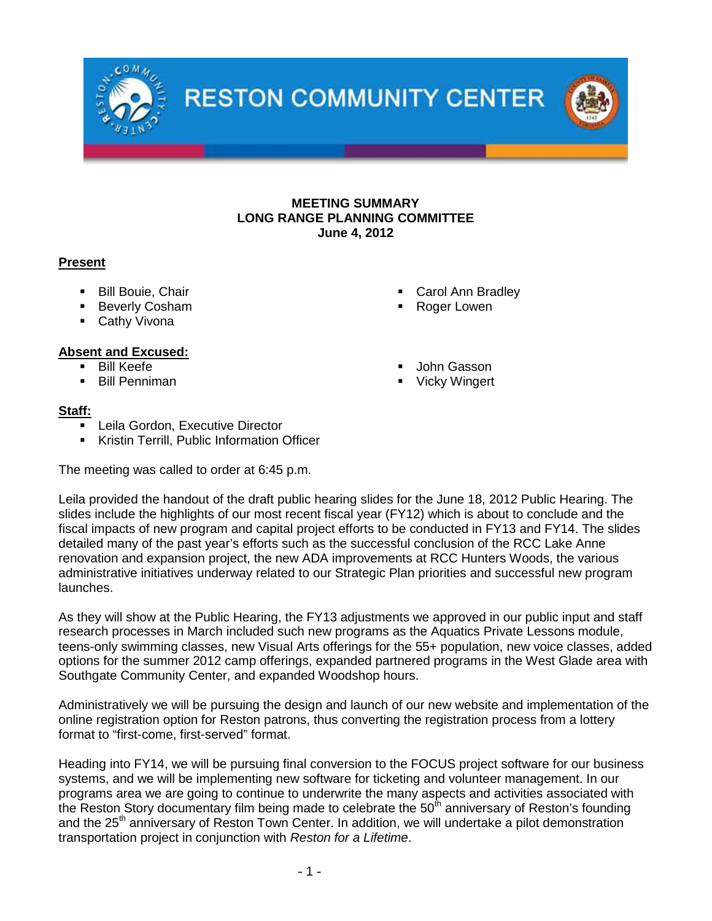# RESTON COMMUNITY CENTER

**MEETING SUMMARY**
**LONG RANGE PLANNING COMMITTEE**
**June 4, 2012**

**Present**

- Bill Bouie, Chair
- Beverly Cosham
- Cathy Vivona
- Carol Ann Bradley
- Roger Lowen

**Absent and Excused:**

- Bill Keefe
- Bill Penniman
- John Gasson
- Vicky Wingert

**Staff:**

- Leila Gordon, Executive Director
- Kristin Terrill, Public Information Officer

The meeting was called to order at 6:45 p.m.

Leila provided the handout of the draft public hearing slides for the June 18, 2012 Public Hearing. The slides include the highlights of our most recent fiscal year (FY12) which is about to conclude and the fiscal impacts of new program and capital project efforts to be conducted in FY13 and FY14. The slides detailed many of the past year's efforts such as the successful conclusion of the RCC Lake Anne renovation and expansion project, the new ADA improvements at RCC Hunters Woods, the various administrative initiatives underway related to our Strategic Plan priorities and successful new program launches.

As they will show at the Public Hearing, the FY13 adjustments we approved in our public input and staff research processes in March included such new programs as the Aquatics Private Lessons module, teens-only swimming classes, new Visual Arts offerings for the 55+ population, new voice classes, added options for the summer 2012 camp offerings, expanded partnered programs in the West Glade area with Southgate Community Center, and expanded Woodshop hours.

Administratively we will be pursuing the design and launch of our new website and implementation of the online registration option for Reston patrons, thus converting the registration process from a lottery format to "first-come, first-served" format.

Heading into FY14, we will be pursuing final conversion to the FOCUS project software for our business systems, and we will be implementing new software for ticketing and volunteer management. In our programs area we are going to continue to underwrite the many aspects and activities associated with the Reston Story documentary film being made to celebrate the 50th anniversary of Reston's founding and the 25th anniversary of Reston Town Center. In addition, we will undertake a pilot demonstration transportation project in conjunction with *Reston for a Lifetime*.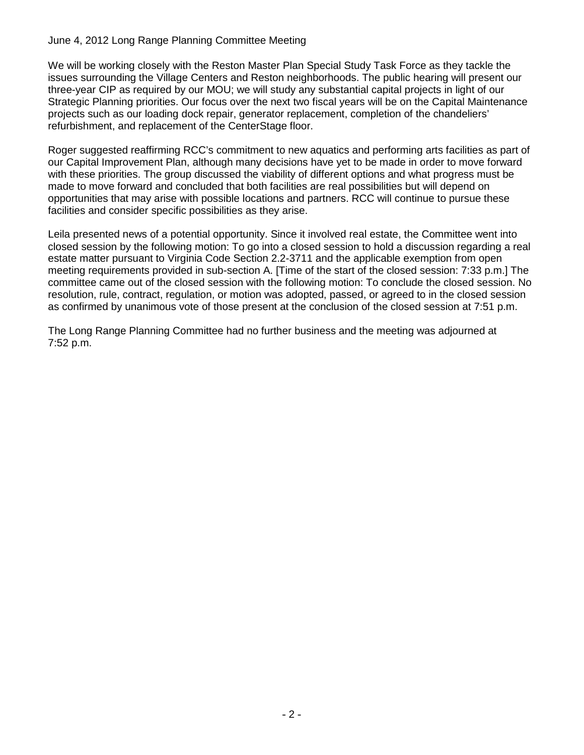June 4, 2012 Long Range Planning Committee Meeting

We will be working closely with the Reston Master Plan Special Study Task Force as they tackle the issues surrounding the Village Centers and Reston neighborhoods. The public hearing will present our three-year CIP as required by our MOU; we will study any substantial capital projects in light of our Strategic Planning priorities. Our focus over the next two fiscal years will be on the Capital Maintenance projects such as our loading dock repair, generator replacement, completion of the chandeliers' refurbishment, and replacement of the CenterStage floor.

Roger suggested reaffirming RCC's commitment to new aquatics and performing arts facilities as part of our Capital Improvement Plan, although many decisions have yet to be made in order to move forward with these priorities. The group discussed the viability of different options and what progress must be made to move forward and concluded that both facilities are real possibilities but will depend on opportunities that may arise with possible locations and partners. RCC will continue to pursue these facilities and consider specific possibilities as they arise.

Leila presented news of a potential opportunity. Since it involved real estate, the Committee went into closed session by the following motion: To go into a closed session to hold a discussion regarding a real estate matter pursuant to Virginia Code Section 2.2-3711 and the applicable exemption from open meeting requirements provided in sub-section A. [Time of the start of the closed session: 7:33 p.m.] The committee came out of the closed session with the following motion: To conclude the closed session. No resolution, rule, contract, regulation, or motion was adopted, passed, or agreed to in the closed session as confirmed by unanimous vote of those present at the conclusion of the closed session at 7:51 p.m.

The Long Range Planning Committee had no further business and the meeting was adjourned at 7:52 p.m.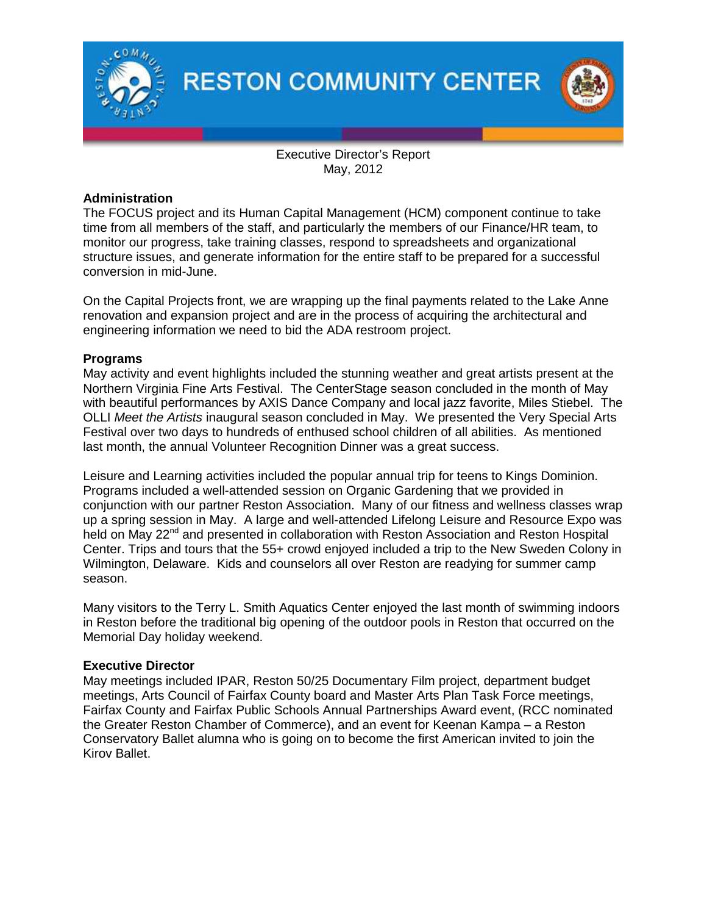# RESTON COMMUNITY CENTER

Executive Director's Report
May, 2012

**Administration**
The FOCUS project and its Human Capital Management (HCM) component continue to take time from all members of the staff, and particularly the members of our Finance/HR team, to monitor our progress, take training classes, respond to spreadsheets and organizational structure issues, and generate information for the entire staff to be prepared for a successful conversion in mid-June.

On the Capital Projects front, we are wrapping up the final payments related to the Lake Anne renovation and expansion project and are in the process of acquiring the architectural and engineering information we need to bid the ADA restroom project.

**Programs**
May activity and event highlights included the stunning weather and great artists present at the Northern Virginia Fine Arts Festival. The CenterStage season concluded in the month of May with beautiful performances by AXIS Dance Company and local jazz favorite, Miles Stiebel. The OLLI *Meet the Artists* inaugural season concluded in May. We presented the Very Special Arts Festival over two days to hundreds of enthused school children of all abilities. As mentioned last month, the annual Volunteer Recognition Dinner was a great success.

Leisure and Learning activities included the popular annual trip for teens to Kings Dominion. Programs included a well-attended session on Organic Gardening that we provided in conjunction with our partner Reston Association. Many of our fitness and wellness classes wrap up a spring session in May. A large and well-attended Lifelong Leisure and Resource Expo was held on May 22nd and presented in collaboration with Reston Association and Reston Hospital Center. Trips and tours that the 55+ crowd enjoyed included a trip to the New Sweden Colony in Wilmington, Delaware. Kids and counselors all over Reston are readying for summer camp season.

Many visitors to the Terry L. Smith Aquatics Center enjoyed the last month of swimming indoors in Reston before the traditional big opening of the outdoor pools in Reston that occurred on the Memorial Day holiday weekend.

**Executive Director**
May meetings included IPAR, Reston 50/25 Documentary Film project, department budget meetings, Arts Council of Fairfax County board and Master Arts Plan Task Force meetings, Fairfax County and Fairfax Public Schools Annual Partnerships Award event, (RCC nominated the Greater Reston Chamber of Commerce), and an event for Keenan Kampa – a Reston Conservatory Ballet alumna who is going on to become the first American invited to join the Kirov Ballet.